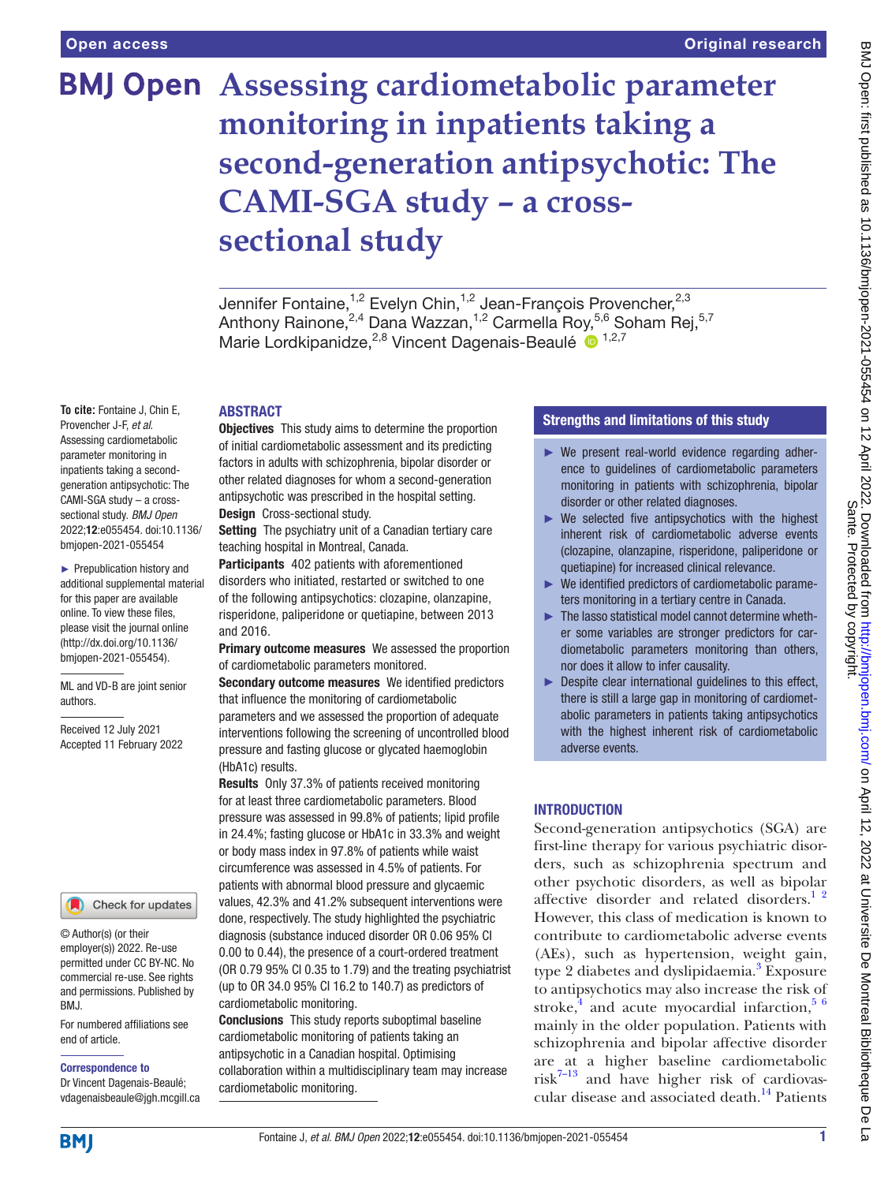Open access

Original research

# Assessing cardiometabolic parameter monitoring in inpatients taking a second-generation antipsychotic: The CAMI-SGA study – a cross-sectional study

Jennifer Fontaine,[1,2] Evelyn Chin,[1,2] Jean-François Provencher,[2,3] Anthony Rainone,[2,4] Dana Wazzan,[1,2] Carmella Roy,[5,6] Soham Rej,[5,7] Marie Lordkipanidze,[2,8] Vincent Dagenais-Beaulé [1,2,7]

**To cite:** Fontaine J, Chin E, Provencher J-F, *et al*. Assessing cardiometabolic parameter monitoring in inpatients taking a second-generation antipsychotic: The CAMI-SGA study – a cross-sectional study. *BMJ Open* 2022;**12**:e055454. doi:10.1136/bmjopen-2021-055454

► Prepublication history and additional supplemental material for this paper are available online. To view these files, please visit the journal online (http://dx.doi.org/10.1136/bmjopen-2021-055454).

ML and VD-B are joint senior authors.

Received 12 July 2021
Accepted 11 February 2022

© Author(s) (or their employer(s)) 2022. Re-use permitted under CC BY-NC. No commercial re-use. See rights and permissions. Published by BMJ.

For numbered affiliations see end of article.

**Correspondence to**
Dr Vincent Dagenais-Beaulé; vdagenaisbeaule@jgh.mcgill.ca

## ABSTRACT

**Objectives** This study aims to determine the proportion of initial cardiometabolic assessment and its predicting factors in adults with schizophrenia, bipolar disorder or other related diagnoses for whom a second-generation antipsychotic was prescribed in the hospital setting.

**Design** Cross-sectional study.

**Setting** The psychiatry unit of a Canadian tertiary care teaching hospital in Montreal, Canada.

**Participants** 402 patients with aforementioned disorders who initiated, restarted or switched to one of the following antipsychotics: clozapine, olanzapine, risperidone, paliperidone or quetiapine, between 2013 and 2016.

**Primary outcome measures** We assessed the proportion of cardiometabolic parameters monitored.

**Secondary outcome measures** We identified predictors that influence the monitoring of cardiometabolic parameters and we assessed the proportion of adequate interventions following the screening of uncontrolled blood pressure and fasting glucose or glycated haemoglobin (HbA1c) results.

**Results** Only 37.3% of patients received monitoring for at least three cardiometabolic parameters. Blood pressure was assessed in 99.8% of patients; lipid profile in 24.4%; fasting glucose or HbA1c in 33.3% and weight or body mass index in 97.8% of patients while waist circumference was assessed in 4.5% of patients. For patients with abnormal blood pressure and glycaemic values, 42.3% and 41.2% subsequent interventions were done, respectively. The study highlighted the psychiatric diagnosis (substance induced disorder OR 0.06 95% CI 0.00 to 0.44), the presence of a court-ordered treatment (OR 0.79 95% CI 0.35 to 1.79) and the treating psychiatrist (up to OR 34.0 95% CI 16.2 to 140.7) as predictors of cardiometabolic monitoring.

**Conclusions** This study reports suboptimal baseline cardiometabolic monitoring of patients taking an antipsychotic in a Canadian hospital. Optimising collaboration within a multidisciplinary team may increase cardiometabolic monitoring.

### Strengths and limitations of this study

- ► We present real-world evidence regarding adherence to guidelines of cardiometabolic parameters monitoring in patients with schizophrenia, bipolar disorder or other related diagnoses.
- ► We selected five antipsychotics with the highest inherent risk of cardiometabolic adverse events (clozapine, olanzapine, risperidone, paliperidone or quetiapine) for increased clinical relevance.
- ► We identified predictors of cardiometabolic parameters monitoring in a tertiary centre in Canada.
- ► The lasso statistical model cannot determine whether some variables are stronger predictors for cardiometabolic parameters monitoring than others, nor does it allow to infer causality.
- ► Despite clear international guidelines to this effect, there is still a large gap in monitoring of cardiometabolic parameters in patients taking antipsychotics with the highest inherent risk of cardiometabolic adverse events.

## INTRODUCTION

Second-generation antipsychotics (SGA) are first-line therapy for various psychiatric disorders, such as schizophrenia spectrum and other psychotic disorders, as well as bipolar affective disorder and related disorders.[1,2] However, this class of medication is known to contribute to cardiometabolic adverse events (AEs), such as hypertension, weight gain, type 2 diabetes and dyslipidaemia.[3] Exposure to antipsychotics may also increase the risk of stroke,[4] and acute myocardial infarction,[5,6] mainly in the older population. Patients with schizophrenia and bipolar affective disorder are at a higher baseline cardiometabolic risk[7–13] and have higher risk of cardiovascular disease and associated death.[14] Patients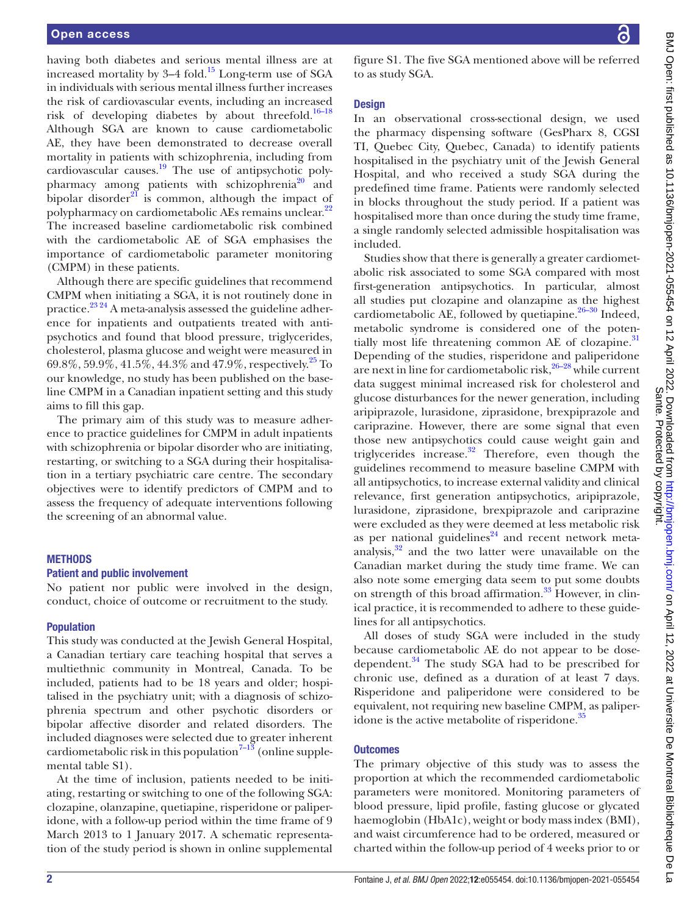having both diabetes and serious mental illness are at increased mortality by 3–4 fold.[15] Long-term use of SGA in individuals with serious mental illness further increases the risk of cardiovascular events, including an increased risk of developing diabetes by about threefold.[16–18] Although SGA are known to cause cardiometabolic AE, they have been demonstrated to decrease overall mortality in patients with schizophrenia, including from cardiovascular causes.[19] The use of antipsychotic polypharmacy among patients with schizophrenia[20] and bipolar disorder[21] is common, although the impact of polypharmacy on cardiometabolic AEs remains unclear.[22] The increased baseline cardiometabolic risk combined with the cardiometabolic AE of SGA emphasises the importance of cardiometabolic parameter monitoring (CMPM) in these patients.

Although there are specific guidelines that recommend CMPM when initiating a SGA, it is not routinely done in practice.[23 24] A meta-analysis assessed the guideline adherence for inpatients and outpatients treated with antipsychotics and found that blood pressure, triglycerides, cholesterol, plasma glucose and weight were measured in 69.8%, 59.9%, 41.5%, 44.3% and 47.9%, respectively.[25] To our knowledge, no study has been published on the baseline CMPM in a Canadian inpatient setting and this study aims to fill this gap.

The primary aim of this study was to measure adherence to practice guidelines for CMPM in adult inpatients with schizophrenia or bipolar disorder who are initiating, restarting, or switching to a SGA during their hospitalisation in a tertiary psychiatric care centre. The secondary objectives were to identify predictors of CMPM and to assess the frequency of adequate interventions following the screening of an abnormal value.

## METHODS

### Patient and public involvement

No patient nor public were involved in the design, conduct, choice of outcome or recruitment to the study.

### Population

This study was conducted at the Jewish General Hospital, a Canadian tertiary care teaching hospital that serves a multiethnic community in Montreal, Canada. To be included, patients had to be 18 years and older; hospitalised in the psychiatry unit; with a diagnosis of schizophrenia spectrum and other psychotic disorders or bipolar affective disorder and related disorders. The included diagnoses were selected due to greater inherent cardiometabolic risk in this population[7–13] (online supplemental table S1).

At the time of inclusion, patients needed to be initiating, restarting or switching to one of the following SGA: clozapine, olanzapine, quetiapine, risperidone or paliperidone, with a follow-up period within the time frame of 9 March 2013 to 1 January 2017. A schematic representation of the study period is shown in online supplemental figure S1. The five SGA mentioned above will be referred to as study SGA.

### Design

In an observational cross-sectional design, we used the pharmacy dispensing software (GesPharx 8, CGSI TI, Quebec City, Quebec, Canada) to identify patients hospitalised in the psychiatry unit of the Jewish General Hospital, and who received a study SGA during the predefined time frame. Patients were randomly selected in blocks throughout the study period. If a patient was hospitalised more than once during the study time frame, a single randomly selected admissible hospitalisation was included.

Studies show that there is generally a greater cardiometabolic risk associated to some SGA compared with most first-generation antipsychotics. In particular, almost all studies put clozapine and olanzapine as the highest cardiometabolic AE, followed by quetiapine.[26–30] Indeed, metabolic syndrome is considered one of the potentially most life threatening common AE of clozapine.[31] Depending of the studies, risperidone and paliperidone are next in line for cardiometabolic risk,[26–28] while current data suggest minimal increased risk for cholesterol and glucose disturbances for the newer generation, including aripiprazole, lurasidone, ziprasidone, brexpiprazole and cariprazine. However, there are some signal that even those new antipsychotics could cause weight gain and triglycerides increase.[32] Therefore, even though the guidelines recommend to measure baseline CMPM with all antipsychotics, to increase external validity and clinical relevance, first generation antipsychotics, aripiprazole, lurasidone, ziprasidone, brexpiprazole and cariprazine were excluded as they were deemed at less metabolic risk as per national guidelines[24] and recent network meta-analysis,[32] and the two latter were unavailable on the Canadian market during the study time frame. We can also note some emerging data seem to put some doubts on strength of this broad affirmation.[33] However, in clinical practice, it is recommended to adhere to these guidelines for all antipsychotics.

All doses of study SGA were included in the study because cardiometabolic AE do not appear to be dose-dependent.[34] The study SGA had to be prescribed for chronic use, defined as a duration of at least 7 days. Risperidone and paliperidone were considered to be equivalent, not requiring new baseline CMPM, as paliperidone is the active metabolite of risperidone.[35]

### Outcomes

The primary objective of this study was to assess the proportion at which the recommended cardiometabolic parameters were monitored. Monitoring parameters of blood pressure, lipid profile, fasting glucose or glycated haemoglobin (HbA1c), weight or body mass index (BMI), and waist circumference had to be ordered, measured or charted within the follow-up period of 4 weeks prior to or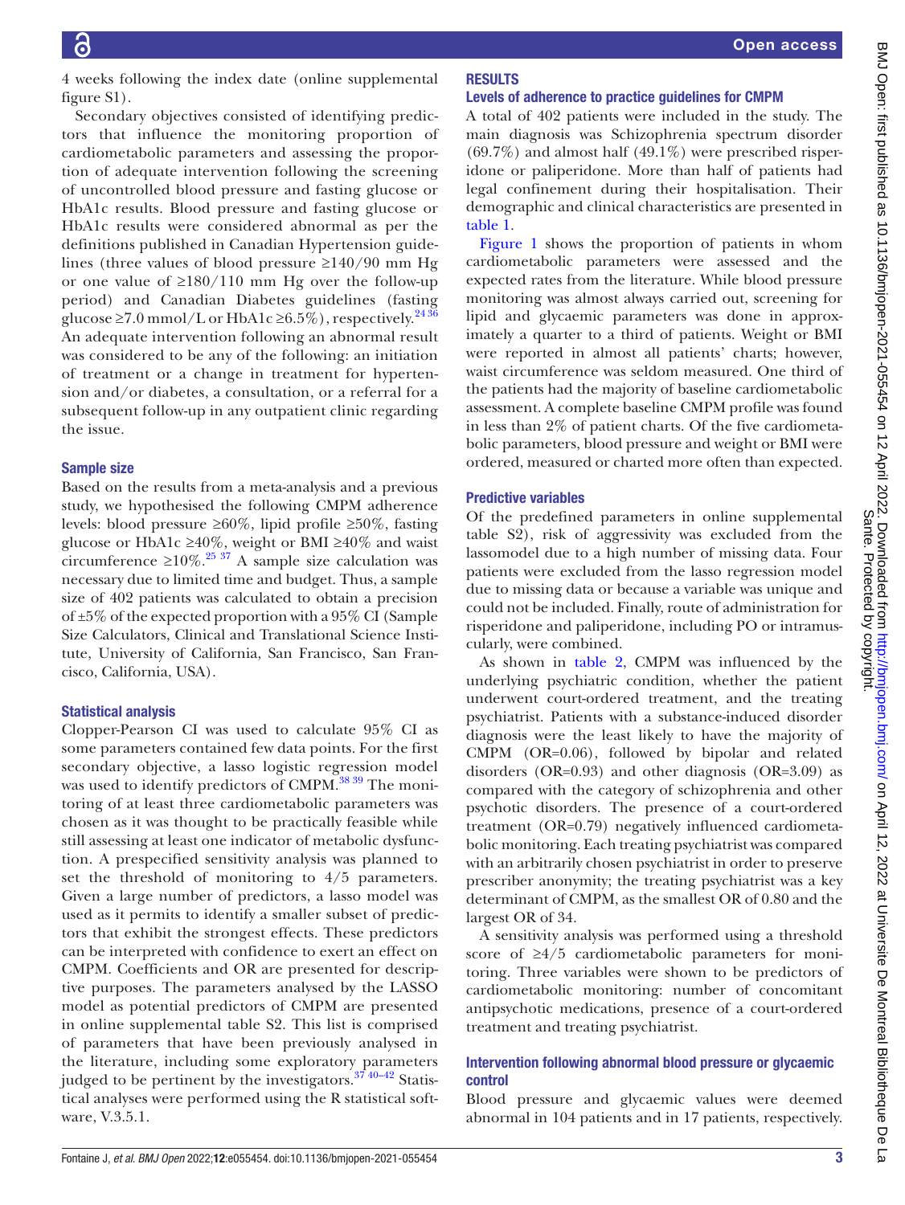4 weeks following the index date (online supplemental figure S1).

Secondary objectives consisted of identifying predictors that influence the monitoring proportion of cardiometabolic parameters and assessing the proportion of adequate intervention following the screening of uncontrolled blood pressure and fasting glucose or HbA1c results. Blood pressure and fasting glucose or HbA1c results were considered abnormal as per the definitions published in Canadian Hypertension guidelines (three values of blood pressure ≥140/90 mm Hg or one value of ≥180/110 mm Hg over the follow-up period) and Canadian Diabetes guidelines (fasting glucose ≥7.0 mmol/L or HbA1c ≥6.5%), respectively.[24 36] An adequate intervention following an abnormal result was considered to be any of the following: an initiation of treatment or a change in treatment for hypertension and/or diabetes, a consultation, or a referral for a subsequent follow-up in any outpatient clinic regarding the issue.

### Sample size

Based on the results from a meta-analysis and a previous study, we hypothesised the following CMPM adherence levels: blood pressure ≥60%, lipid profile ≥50%, fasting glucose or HbA1c ≥40%, weight or BMI ≥40% and waist circumference ≥10%.[25 37] A sample size calculation was necessary due to limited time and budget. Thus, a sample size of 402 patients was calculated to obtain a precision of ±5% of the expected proportion with a 95% CI (Sample Size Calculators, Clinical and Translational Science Institute, University of California, San Francisco, San Francisco, California, USA).

### Statistical analysis

Clopper-Pearson CI was used to calculate 95% CI as some parameters contained few data points. For the first secondary objective, a lasso logistic regression model was used to identify predictors of CMPM.[38 39] The monitoring of at least three cardiometabolic parameters was chosen as it was thought to be practically feasible while still assessing at least one indicator of metabolic dysfunction. A prespecified sensitivity analysis was planned to set the threshold of monitoring to 4/5 parameters. Given a large number of predictors, a lasso model was used as it permits to identify a smaller subset of predictors that exhibit the strongest effects. These predictors can be interpreted with confidence to exert an effect on CMPM. Coefficients and OR are presented for descriptive purposes. The parameters analysed by the LASSO model as potential predictors of CMPM are presented in online supplemental table S2. This list is comprised of parameters that have been previously analysed in the literature, including some exploratory parameters judged to be pertinent by the investigators.[37 40–42] Statistical analyses were performed using the R statistical software, V.3.5.1.

## RESULTS

### Levels of adherence to practice guidelines for CMPM

A total of 402 patients were included in the study. The main diagnosis was Schizophrenia spectrum disorder (69.7%) and almost half (49.1%) were prescribed risperidone or paliperidone. More than half of patients had legal confinement during their hospitalisation. Their demographic and clinical characteristics are presented in table 1.

Figure 1 shows the proportion of patients in whom cardiometabolic parameters were assessed and the expected rates from the literature. While blood pressure monitoring was almost always carried out, screening for lipid and glycaemic parameters was done in approximately a quarter to a third of patients. Weight or BMI were reported in almost all patients' charts; however, waist circumference was seldom measured. One third of the patients had the majority of baseline cardiometabolic assessment. A complete baseline CMPM profile was found in less than 2% of patient charts. Of the five cardiometabolic parameters, blood pressure and weight or BMI were ordered, measured or charted more often than expected.

### Predictive variables

Of the predefined parameters in online supplemental table S2), risk of aggressivity was excluded from the lassomodel due to a high number of missing data. Four patients were excluded from the lasso regression model due to missing data or because a variable was unique and could not be included. Finally, route of administration for risperidone and paliperidone, including PO or intramuscularly, were combined.

As shown in table 2, CMPM was influenced by the underlying psychiatric condition, whether the patient underwent court-ordered treatment, and the treating psychiatrist. Patients with a substance-induced disorder diagnosis were the least likely to have the majority of CMPM (OR=0.06), followed by bipolar and related disorders (OR=0.93) and other diagnosis (OR=3.09) as compared with the category of schizophrenia and other psychotic disorders. The presence of a court-ordered treatment (OR=0.79) negatively influenced cardiometabolic monitoring. Each treating psychiatrist was compared with an arbitrarily chosen psychiatrist in order to preserve prescriber anonymity; the treating psychiatrist was a key determinant of CMPM, as the smallest OR of 0.80 and the largest OR of 34.

A sensitivity analysis was performed using a threshold score of ≥4/5 cardiometabolic parameters for monitoring. Three variables were shown to be predictors of cardiometabolic monitoring: number of concomitant antipsychotic medications, presence of a court-ordered treatment and treating psychiatrist.

### Intervention following abnormal blood pressure or glycaemic control

Blood pressure and glycaemic values were deemed abnormal in 104 patients and in 17 patients, respectively.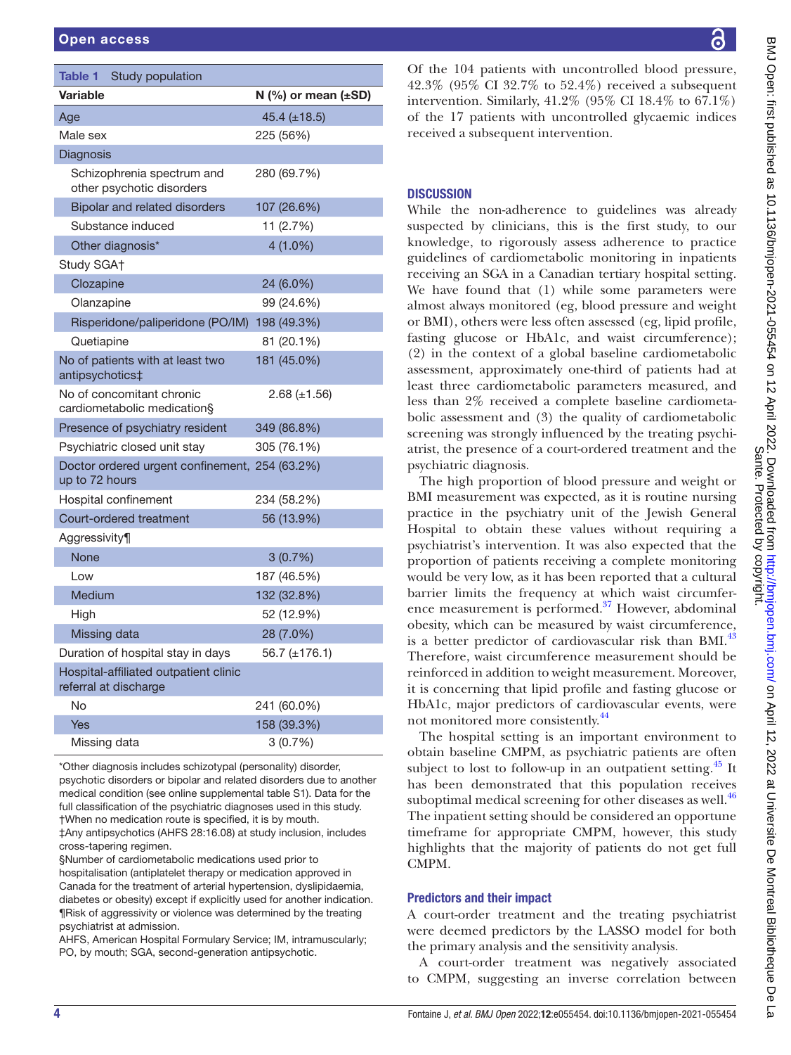**Table 1** Study population

| Variable | N (%) or mean (±SD) |
|---|---|
| Age | 45.4 (±18.5) |
| Male sex | 225 (56%) |
| Diagnosis | |
| Schizophrenia spectrum and other psychotic disorders | 280 (69.7%) |
| Bipolar and related disorders | 107 (26.6%) |
| Substance induced | 11 (2.7%) |
| Other diagnosis* | 4 (1.0%) |
| Study SGA† | |
| Clozapine | 24 (6.0%) |
| Olanzapine | 99 (24.6%) |
| Risperidone/paliperidone (PO/IM) | 198 (49.3%) |
| Quetiapine | 81 (20.1%) |
| No of patients with at least two antipsychotics‡ | 181 (45.0%) |
| No of concomitant chronic cardiometabolic medication§ | 2.68 (±1.56) |
| Presence of psychiatry resident | 349 (86.8%) |
| Psychiatric closed unit stay | 305 (76.1%) |
| Doctor ordered urgent confinement, up to 72 hours | 254 (63.2%) |
| Hospital confinement | 234 (58.2%) |
| Court-ordered treatment | 56 (13.9%) |
| Aggressivity¶ | |
| None | 3 (0.7%) |
| Low | 187 (46.5%) |
| Medium | 132 (32.8%) |
| High | 52 (12.9%) |
| Missing data | 28 (7.0%) |
| Duration of hospital stay in days | 56.7 (±176.1) |
| Hospital-affiliated outpatient clinic referral at discharge | |
| No | 241 (60.0%) |
| Yes | 158 (39.3%) |
| Missing data | 3 (0.7%) |

*Other diagnosis includes schizotypal (personality) disorder, psychotic disorders or bipolar and related disorders due to another medical condition (see online supplemental table S1). Data for the full classification of the psychiatric diagnoses used in this study.
†When no medication route is specified, it is by mouth.
‡Any antipsychotics (AHFS 28:16.08) at study inclusion, includes cross-tapering regimen.
§Number of cardiometabolic medications used prior to hospitalisation (antiplatelet therapy or medication approved in Canada for the treatment of arterial hypertension, dyslipidaemia, diabetes or obesity) except if explicitly used for another indication.
¶Risk of aggressivity or violence was determined by the treating psychiatrist at admission.
AHFS, American Hospital Formulary Service; IM, intramuscularly; PO, by mouth; SGA, second-generation antipsychotic.

Of the 104 patients with uncontrolled blood pressure, 42.3% (95% CI 32.7% to 52.4%) received a subsequent intervention. Similarly, 41.2% (95% CI 18.4% to 67.1%) of the 17 patients with uncontrolled glycaemic indices received a subsequent intervention.

## DISCUSSION

While the non-adherence to guidelines was already suspected by clinicians, this is the first study, to our knowledge, to rigorously assess adherence to practice guidelines of cardiometabolic monitoring in inpatients receiving an SGA in a Canadian tertiary hospital setting. We have found that (1) while some parameters were almost always monitored (eg, blood pressure and weight or BMI), others were less often assessed (eg, lipid profile, fasting glucose or HbA1c, and waist circumference); (2) in the context of a global baseline cardiometabolic assessment, approximately one-third of patients had at least three cardiometabolic parameters measured, and less than 2% received a complete baseline cardiometabolic assessment and (3) the quality of cardiometabolic screening was strongly influenced by the treating psychiatrist, the presence of a court-ordered treatment and the psychiatric diagnosis.

The high proportion of blood pressure and weight or BMI measurement was expected, as it is routine nursing practice in the psychiatry unit of the Jewish General Hospital to obtain these values without requiring a psychiatrist's intervention. It was also expected that the proportion of patients receiving a complete monitoring would be very low, as it has been reported that a cultural barrier limits the frequency at which waist circumference measurement is performed.[37] However, abdominal obesity, which can be measured by waist circumference, is a better predictor of cardiovascular risk than BMI.[43] Therefore, waist circumference measurement should be reinforced in addition to weight measurement. Moreover, it is concerning that lipid profile and fasting glucose or HbA1c, major predictors of cardiovascular events, were not monitored more consistently.[44]

The hospital setting is an important environment to obtain baseline CMPM, as psychiatric patients are often subject to lost to follow-up in an outpatient setting.[45] It has been demonstrated that this population receives suboptimal medical screening for other diseases as well.[46] The inpatient setting should be considered an opportune timeframe for appropriate CMPM, however, this study highlights that the majority of patients do not get full CMPM.

### Predictors and their impact

A court-order treatment and the treating psychiatrist were deemed predictors by the LASSO model for both the primary analysis and the sensitivity analysis.

A court-order treatment was negatively associated to CMPM, suggesting an inverse correlation between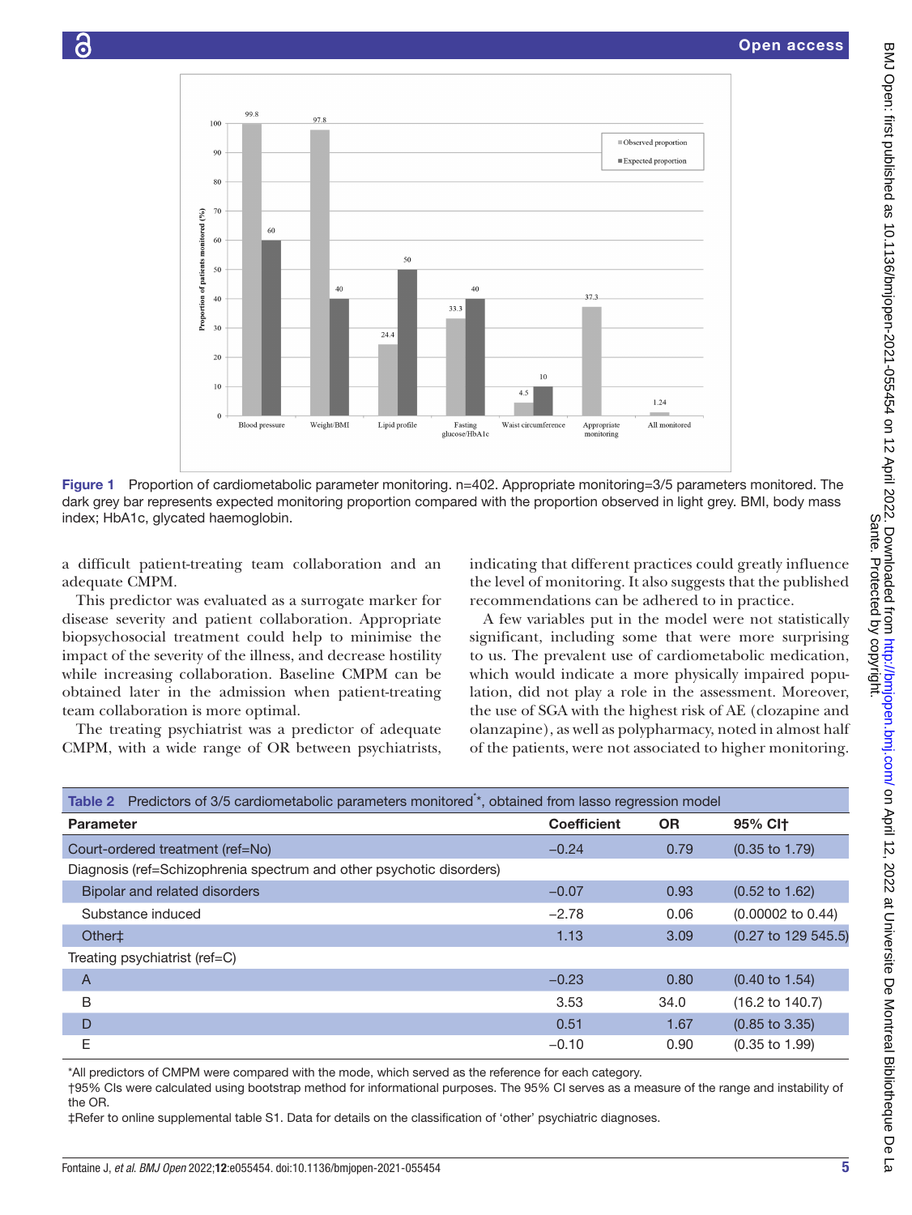Figure 1 Proportion of cardiometabolic parameter monitoring. n=402. Appropriate monitoring=3/5 parameters monitored. The dark grey bar represents expected monitoring proportion compared with the proportion observed in light grey. BMI, body mass index; HbA1c, glycated haemoglobin.

a difficult patient-treating team collaboration and an adequate CMPM.

This predictor was evaluated as a surrogate marker for disease severity and patient collaboration. Appropriate biopsychosocial treatment could help to minimise the impact of the severity of the illness, and decrease hostility while increasing collaboration. Baseline CMPM can be obtained later in the admission when patient-treating team collaboration is more optimal.

The treating psychiatrist was a predictor of adequate CMPM, with a wide range of OR between psychiatrists, indicating that different practices could greatly influence the level of monitoring. It also suggests that the published recommendations can be adhered to in practice.

A few variables put in the model were not statistically significant, including some that were more surprising to us. The prevalent use of cardiometabolic medication, which would indicate a more physically impaired population, did not play a role in the assessment. Moreover, the use of SGA with the highest risk of AE (clozapine and olanzapine), as well as polypharmacy, noted in almost half of the patients, were not associated to higher monitoring.

Table 2 Predictors of 3/5 cardiometabolic parameters monitored*, obtained from lasso regression model

| Parameter | Coefficient | OR | 95% CI† |
|---|---|---|---|
| Court-ordered treatment (ref=No) | −0.24 | 0.79 | (0.35 to 1.79) |
| Diagnosis (ref=Schizophrenia spectrum and other psychotic disorders) | | | |
| Bipolar and related disorders | −0.07 | 0.93 | (0.52 to 1.62) |
| Substance induced | −2.78 | 0.06 | (0.00002 to 0.44) |
| Other‡ | 1.13 | 3.09 | (0.27 to 129 545.5) |
| Treating psychiatrist (ref=C) | | | |
| A | −0.23 | 0.80 | (0.40 to 1.54) |
| B | 3.53 | 34.0 | (16.2 to 140.7) |
| D | 0.51 | 1.67 | (0.85 to 3.35) |
| E | −0.10 | 0.90 | (0.35 to 1.99) |

*All predictors of CMPM were compared with the mode, which served as the reference for each category.
†95% CIs were calculated using bootstrap method for informational purposes. The 95% CI serves as a measure of the range and instability of the OR.
‡Refer to online supplemental table S1. Data for details on the classification of 'other' psychiatric diagnoses.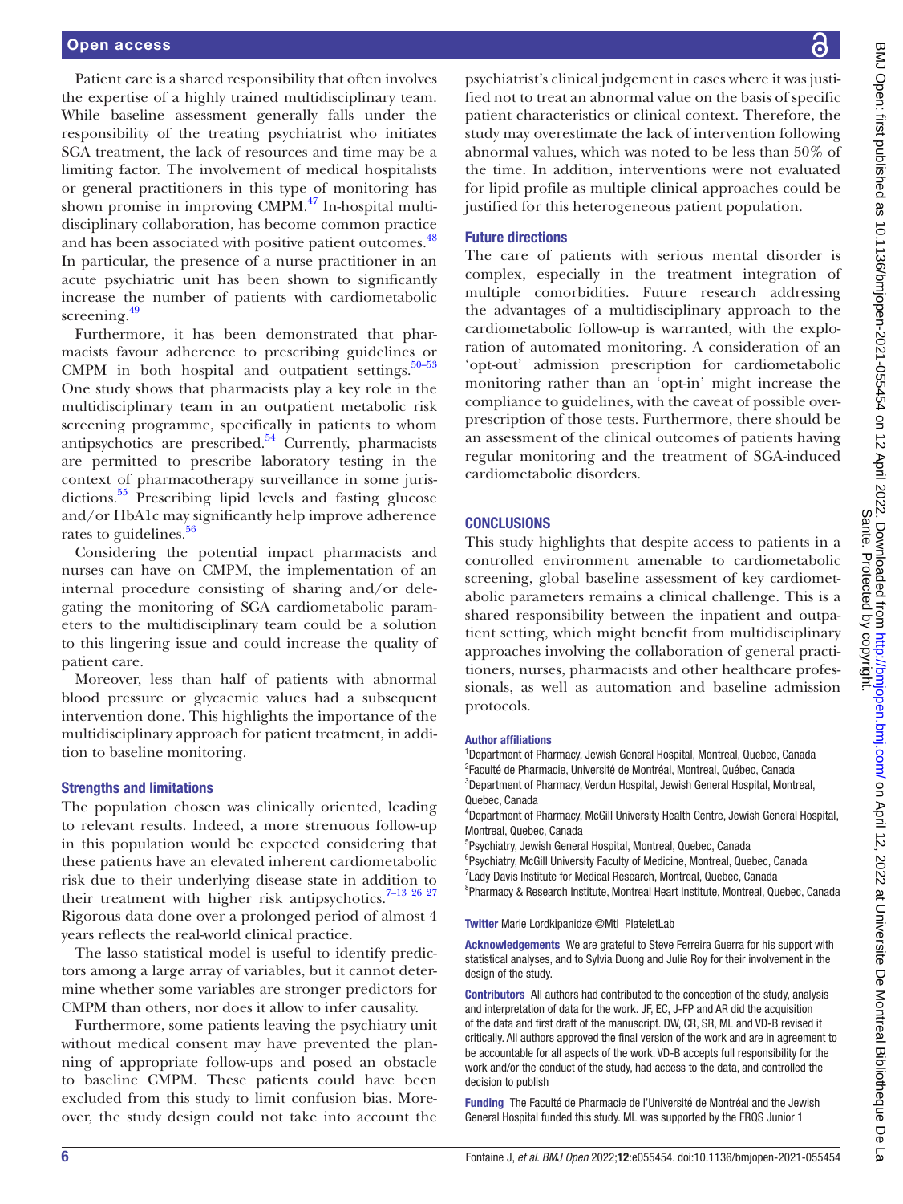Patient care is a shared responsibility that often involves the expertise of a highly trained multidisciplinary team. While baseline assessment generally falls under the responsibility of the treating psychiatrist who initiates SGA treatment, the lack of resources and time may be a limiting factor. The involvement of medical hospitalists or general practitioners in this type of monitoring has shown promise in improving CMPM.[47] In-hospital multidisciplinary collaboration, has become common practice and has been associated with positive patient outcomes.[48] In particular, the presence of a nurse practitioner in an acute psychiatric unit has been shown to significantly increase the number of patients with cardiometabolic screening.[49]

Furthermore, it has been demonstrated that pharmacists favour adherence to prescribing guidelines or CMPM in both hospital and outpatient settings.[50–53] One study shows that pharmacists play a key role in the multidisciplinary team in an outpatient metabolic risk screening programme, specifically in patients to whom antipsychotics are prescribed.[54] Currently, pharmacists are permitted to prescribe laboratory testing in the context of pharmacotherapy surveillance in some jurisdictions.[55] Prescribing lipid levels and fasting glucose and/or HbA1c may significantly help improve adherence rates to guidelines.[56]

Considering the potential impact pharmacists and nurses can have on CMPM, the implementation of an internal procedure consisting of sharing and/or delegating the monitoring of SGA cardiometabolic parameters to the multidisciplinary team could be a solution to this lingering issue and could increase the quality of patient care.

Moreover, less than half of patients with abnormal blood pressure or glycaemic values had a subsequent intervention done. This highlights the importance of the multidisciplinary approach for patient treatment, in addition to baseline monitoring.

### Strengths and limitations

The population chosen was clinically oriented, leading to relevant results. Indeed, a more strenuous follow-up in this population would be expected considering that these patients have an elevated inherent cardiometabolic risk due to their underlying disease state in addition to their treatment with higher risk antipsychotics.[7–13 26 27] Rigorous data done over a prolonged period of almost 4 years reflects the real-world clinical practice.

The lasso statistical model is useful to identify predictors among a large array of variables, but it cannot determine whether some variables are stronger predictors for CMPM than others, nor does it allow to infer causality.

Furthermore, some patients leaving the psychiatry unit without medical consent may have prevented the planning of appropriate follow-ups and posed an obstacle to baseline CMPM. These patients could have been excluded from this study to limit confusion bias. Moreover, the study design could not take into account the psychiatrist's clinical judgement in cases where it was justified not to treat an abnormal value on the basis of specific patient characteristics or clinical context. Therefore, the study may overestimate the lack of intervention following abnormal values, which was noted to be less than 50% of the time. In addition, interventions were not evaluated for lipid profile as multiple clinical approaches could be justified for this heterogeneous patient population.

### Future directions

The care of patients with serious mental disorder is complex, especially in the treatment integration of multiple comorbidities. Future research addressing the advantages of a multidisciplinary approach to the cardiometabolic follow-up is warranted, with the exploration of automated monitoring. A consideration of an 'opt-out' admission prescription for cardiometabolic monitoring rather than an 'opt-in' might increase the compliance to guidelines, with the caveat of possible overprescription of those tests. Furthermore, there should be an assessment of the clinical outcomes of patients having regular monitoring and the treatment of SGA-induced cardiometabolic disorders.

## CONCLUSIONS

This study highlights that despite access to patients in a controlled environment amenable to cardiometabolic screening, global baseline assessment of key cardiometabolic parameters remains a clinical challenge. This is a shared responsibility between the inpatient and outpatient setting, which might benefit from multidisciplinary approaches involving the collaboration of general practitioners, nurses, pharmacists and other healthcare professionals, as well as automation and baseline admission protocols.

**Author affiliations**

[1]Department of Pharmacy, Jewish General Hospital, Montreal, Quebec, Canada
[2]Faculté de Pharmacie, Université de Montréal, Montreal, Québec, Canada
[3]Department of Pharmacy, Verdun Hospital, Jewish General Hospital, Montreal, Quebec, Canada
[4]Department of Pharmacy, McGill University Health Centre, Jewish General Hospital, Montreal, Quebec, Canada
[5]Psychiatry, Jewish General Hospital, Montreal, Quebec, Canada
[6]Psychiatry, McGill University Faculty of Medicine, Montreal, Quebec, Canada
[7]Lady Davis Institute for Medical Research, Montreal, Quebec, Canada
[8]Pharmacy & Research Institute, Montreal Heart Institute, Montreal, Quebec, Canada

**Twitter** Marie Lordkipanidze @Mtl_PlateletLab

**Acknowledgements** We are grateful to Steve Ferreira Guerra for his support with statistical analyses, and to Sylvia Duong and Julie Roy for their involvement in the design of the study.

**Contributors** All authors had contributed to the conception of the study, analysis and interpretation of data for the work. JF, EC, J-FP and AR did the acquisition of the data and first draft of the manuscript. DW, CR, SR, ML and VD-B revised it critically. All authors approved the final version of the work and are in agreement to be accountable for all aspects of the work. VD-B accepts full responsibility for the work and/or the conduct of the study, had access to the data, and controlled the decision to publish

**Funding** The Faculté de Pharmacie de l'Université de Montréal and the Jewish General Hospital funded this study. ML was supported by the FRQS Junior 1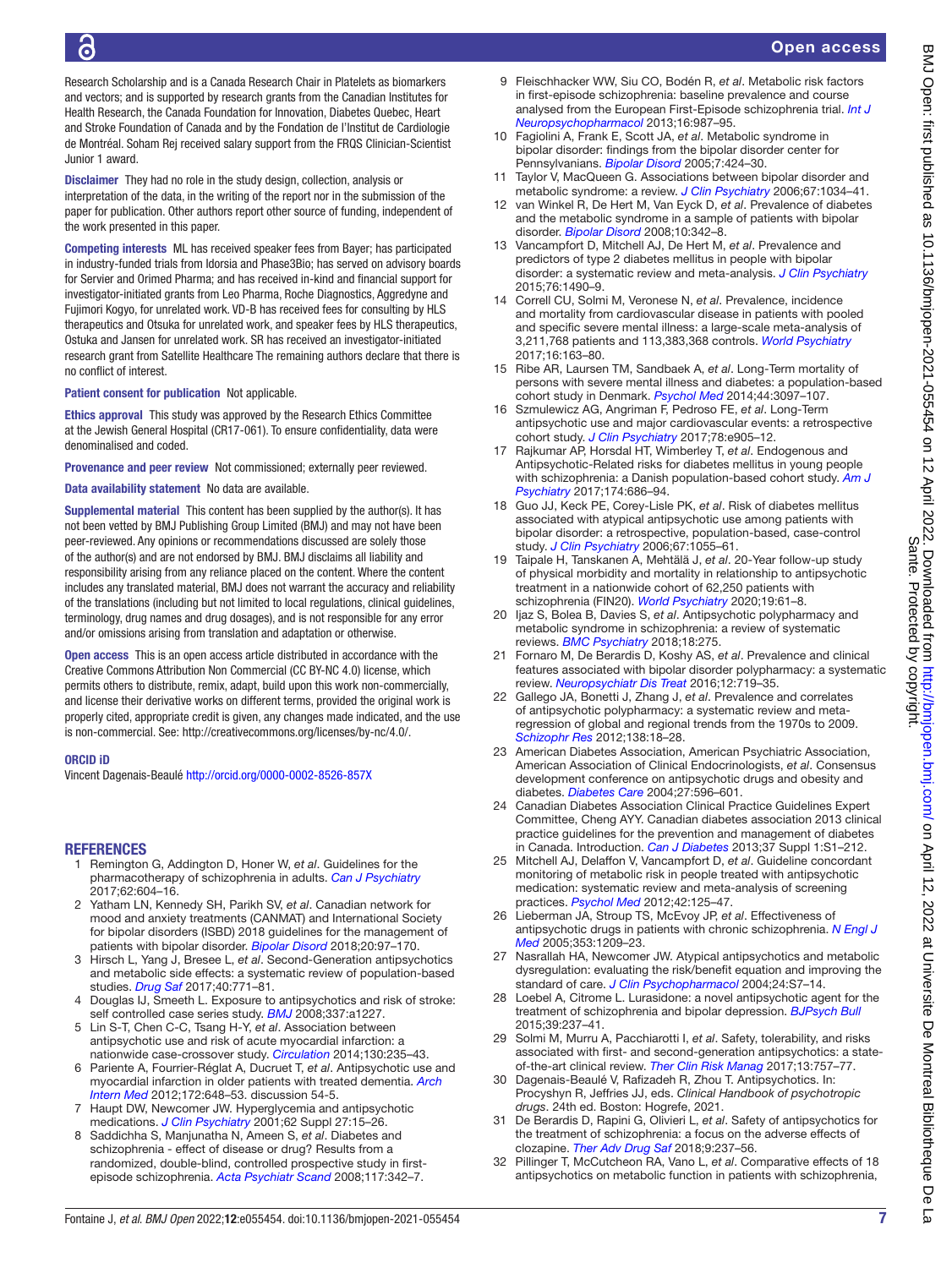Research Scholarship and is a Canada Research Chair in Platelets as biomarkers and vectors; and is supported by research grants from the Canadian Institutes for Health Research, the Canada Foundation for Innovation, Diabetes Quebec, Heart and Stroke Foundation of Canada and by the Fondation de l'Institut de Cardiologie de Montréal. Soham Rej received salary support from the FRQS Clinician-Scientist Junior 1 award.

**Disclaimer** They had no role in the study design, collection, analysis or interpretation of the data, in the writing of the report nor in the submission of the paper for publication. Other authors report other source of funding, independent of the work presented in this paper.

**Competing interests** ML has received speaker fees from Bayer; has participated in industry-funded trials from Idorsia and Phase3Bio; has served on advisory boards for Servier and Orimed Pharma; and has received in-kind and financial support for investigator-initiated grants from Leo Pharma, Roche Diagnostics, Aggredyne and Fujimori Kogyo, for unrelated work. VD-B has received fees for consulting by HLS therapeutics and Otsuka for unrelated work, and speaker fees by HLS therapeutics, Ostuka and Jansen for unrelated work. SR has received an investigator-initiated research grant from Satellite Healthcare The remaining authors declare that there is no conflict of interest.

**Patient consent for publication** Not applicable.

**Ethics approval** This study was approved by the Research Ethics Committee at the Jewish General Hospital (CR17-061). To ensure confidentiality, data were denominalised and coded.

**Provenance and peer review** Not commissioned; externally peer reviewed.

**Data availability statement** No data are available.

**Supplemental material** This content has been supplied by the author(s). It has not been vetted by BMJ Publishing Group Limited (BMJ) and may not have been peer-reviewed. Any opinions or recommendations discussed are solely those of the author(s) and are not endorsed by BMJ. BMJ disclaims all liability and responsibility arising from any reliance placed on the content. Where the content includes any translated material, BMJ does not warrant the accuracy and reliability of the translations (including but not limited to local regulations, clinical guidelines, terminology, drug names and drug dosages), and is not responsible for any error and/or omissions arising from translation and adaptation or otherwise.

**Open access** This is an open access article distributed in accordance with the Creative Commons Attribution Non Commercial (CC BY-NC 4.0) license, which permits others to distribute, remix, adapt, build upon this work non-commercially, and license their derivative works on different terms, provided the original work is properly cited, appropriate credit is given, any changes made indicated, and the use is non-commercial. See: http://creativecommons.org/licenses/by-nc/4.0/.

### ORCID iD

Vincent Dagenais-Beaulé http://orcid.org/0000-0002-8526-857X

## REFERENCES

1. Remington G, Addington D, Honer W, *et al*. Guidelines for the pharmacotherapy of schizophrenia in adults. *Can J Psychiatry* 2017;62:604–16.
2. Yatham LN, Kennedy SH, Parikh SV, *et al*. Canadian network for mood and anxiety treatments (CANMAT) and International Society for bipolar disorders (ISBD) 2018 guidelines for the management of patients with bipolar disorder. *Bipolar Disord* 2018;20:97–170.
3. Hirsch L, Yang J, Bresee L, *et al*. Second-Generation antipsychotics and metabolic side effects: a systematic review of population-based studies. *Drug Saf* 2017;40:771–81.
4. Douglas IJ, Smeeth L. Exposure to antipsychotics and risk of stroke: self controlled case series study. *BMJ* 2008;337:a1227.
5. Lin S-T, Chen C-C, Tsang H-Y, *et al*. Association between antipsychotic use and risk of acute myocardial infarction: a nationwide case-crossover study. *Circulation* 2014;130:235–43.
6. Pariente A, Fourrier-Réglat A, Ducruet T, *et al*. Antipsychotic use and myocardial infarction in older patients with treated dementia. *Arch Intern Med* 2012;172:648–53. discussion 54-5.
7. Haupt DW, Newcomer JW. Hyperglycemia and antipsychotic medications. *J Clin Psychiatry* 2001;62 Suppl 27:15–26.
8. Saddichha S, Manjunatha N, Ameen S, *et al*. Diabetes and schizophrenia - effect of disease or drug? Results from a randomized, double-blind, controlled prospective study in first-episode schizophrenia. *Acta Psychiatr Scand* 2008;117:342–7.
9. Fleischhacker WW, Siu CO, Bodén R, *et al*. Metabolic risk factors in first-episode schizophrenia: baseline prevalence and course analysed from the European First-Episode schizophrenia trial. *Int J Neuropsychopharmacol* 2013;16:987–95.
10. Fagiolini A, Frank E, Scott JA, *et al*. Metabolic syndrome in bipolar disorder: findings from the bipolar disorder center for Pennsylvanians. *Bipolar Disord* 2005;7:424–30.
11. Taylor V, MacQueen G. Associations between bipolar disorder and metabolic syndrome: a review. *J Clin Psychiatry* 2006;67:1034–41.
12. van Winkel R, De Hert M, Van Eyck D, *et al*. Prevalence of diabetes and the metabolic syndrome in a sample of patients with bipolar disorder. *Bipolar Disord* 2008;10:342–8.
13. Vancampfort D, Mitchell AJ, De Hert M, *et al*. Prevalence and predictors of type 2 diabetes mellitus in people with bipolar disorder: a systematic review and meta-analysis. *J Clin Psychiatry* 2015;76:1490–9.
14. Correll CU, Solmi M, Veronese N, *et al*. Prevalence, incidence and mortality from cardiovascular disease in patients with pooled and specific severe mental illness: a large-scale meta-analysis of 3,211,768 patients and 113,383,368 controls. *World Psychiatry* 2017;16:163–80.
15. Ribe AR, Laursen TM, Sandbaek A, *et al*. Long-Term mortality of persons with severe mental illness and diabetes: a population-based cohort study in Denmark. *Psychol Med* 2014;44:3097–107.
16. Szmulewicz AG, Angriman F, Pedroso FE, *et al*. Long-Term antipsychotic use and major cardiovascular events: a retrospective cohort study. *J Clin Psychiatry* 2017;78:e905–12.
17. Rajkumar AP, Horsdal HT, Wimberley T, *et al*. Endogenous and Antipsychotic-Related risks for diabetes mellitus in young people with schizophrenia: a Danish population-based cohort study. *Am J Psychiatry* 2017;174:686–94.
18. Guo JJ, Keck PE, Corey-Lisle PK, *et al*. Risk of diabetes mellitus associated with atypical antipsychotic use among patients with bipolar disorder: a retrospective, population-based, case-control study. *J Clin Psychiatry* 2006;67:1055–61.
19. Taipale H, Tanskanen A, Mehtälä J, *et al*. 20-Year follow-up study of physical morbidity and mortality in relationship to antipsychotic treatment in a nationwide cohort of 62,250 patients with schizophrenia (FIN20). *World Psychiatry* 2020;19:61–8.
20. Ijaz S, Bolea B, Davies S, *et al*. Antipsychotic polypharmacy and metabolic syndrome in schizophrenia: a review of systematic reviews. *BMC Psychiatry* 2018;18:275.
21. Fornaro M, De Berardis D, Koshy AS, *et al*. Prevalence and clinical features associated with bipolar disorder polypharmacy: a systematic review. *Neuropsychiatr Dis Treat* 2016;12:719–35.
22. Gallego JA, Bonetti J, Zhang J, *et al*. Prevalence and correlates of antipsychotic polypharmacy: a systematic review and meta-regression of global and regional trends from the 1970s to 2009. *Schizophr Res* 2012;138:18–28.
23. American Diabetes Association, American Psychiatric Association, American Association of Clinical Endocrinologists, *et al*. Consensus development conference on antipsychotic drugs and obesity and diabetes. *Diabetes Care* 2004;27:596–601.
24. Canadian Diabetes Association Clinical Practice Guidelines Expert Committee, Cheng AYY. Canadian diabetes association 2013 clinical practice guidelines for the prevention and management of diabetes in Canada. Introduction. *Can J Diabetes* 2013;37 Suppl 1:S1–212.
25. Mitchell AJ, Delaffon V, Vancampfort D, *et al*. Guideline concordant monitoring of metabolic risk in people treated with antipsychotic medication: systematic review and meta-analysis of screening practices. *Psychol Med* 2012;42:125–47.
26. Lieberman JA, Stroup TS, McEvoy JP, *et al*. Effectiveness of antipsychotic drugs in patients with chronic schizophrenia. *N Engl J Med* 2005;353:1209–23.
27. Nasrallah HA, Newcomer JW. Atypical antipsychotics and metabolic dysregulation: evaluating the risk/benefit equation and improving the standard of care. *J Clin Psychopharmacol* 2004;24:S7–14.
28. Loebel A, Citrome L. Lurasidone: a novel antipsychotic agent for the treatment of schizophrenia and bipolar depression. *BJPsych Bull* 2015;39:237–41.
29. Solmi M, Murru A, Pacchiarotti I, *et al*. Safety, tolerability, and risks associated with first- and second-generation antipsychotics: a state-of-the-art clinical review. *Ther Clin Risk Manag* 2017;13:757–77.
30. Dagenais-Beaulé V, Rafizadeh R, Zhou T. Antipsychotics. In: Procyshyn R, Jeffries JJ, eds. *Clinical Handbook of psychotropic drugs*. 24th ed. Boston: Hogrefe, 2021.
31. De Berardis D, Rapini G, Olivieri L, *et al*. Safety of antipsychotics for the treatment of schizophrenia: a focus on the adverse effects of clozapine. *Ther Adv Drug Saf* 2018;9:237–56.
32. Pillinger T, McCutcheon RA, Vano L, *et al*. Comparative effects of 18 antipsychotics on metabolic function in patients with schizophrenia,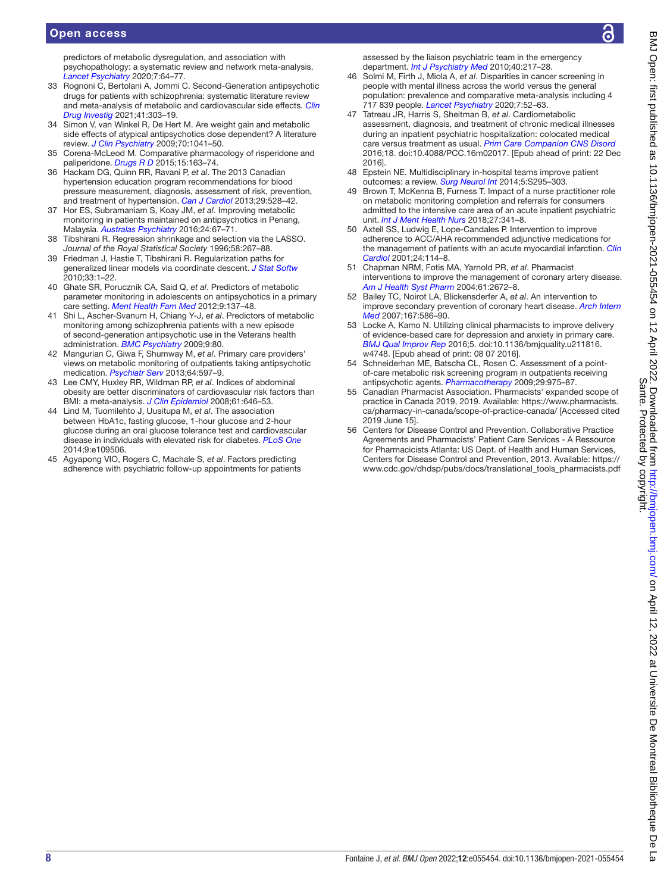predictors of metabolic dysregulation, and association with psychopathology: a systematic review and network meta-analysis. *Lancet Psychiatry* 2020;7:64–77.

33 Rognoni C, Bertolani A, Jommi C. Second-Generation antipsychotic drugs for patients with schizophrenia: systematic literature review and meta-analysis of metabolic and cardiovascular side effects. *Clin Drug Investig* 2021;41:303–19.

34 Simon V, van Winkel R, De Hert M. Are weight gain and metabolic side effects of atypical antipsychotics dose dependent? A literature review. *J Clin Psychiatry* 2009;70:1041–50.

35 Corena-McLeod M. Comparative pharmacology of risperidone and paliperidone. *Drugs R D* 2015;15:163–74.

36 Hackam DG, Quinn RR, Ravani P, *et al*. The 2013 Canadian hypertension education program recommendations for blood pressure measurement, diagnosis, assessment of risk, prevention, and treatment of hypertension. *Can J Cardiol* 2013;29:528–42.

37 Hor ES, Subramaniam S, Koay JM, *et al*. Improving metabolic monitoring in patients maintained on antipsychotics in Penang, Malaysia. *Australas Psychiatry* 2016;24:67–71.

38 Tibshirani R. Regression shrinkage and selection via the LASSO. *Journal of the Royal Statistical Society* 1996;58:267–88.

39 Friedman J, Hastie T, Tibshirani R. Regularization paths for generalized linear models via coordinate descent. *J Stat Softw* 2010;33:1–22.

40 Ghate SR, Porucznik CA, Said Q, *et al*. Predictors of metabolic parameter monitoring in adolescents on antipsychotics in a primary care setting. *Ment Health Fam Med* 2012;9:137–48.

41 Shi L, Ascher-Svanum H, Chiang Y-J, *et al*. Predictors of metabolic monitoring among schizophrenia patients with a new episode of second-generation antipsychotic use in the Veterans health administration. *BMC Psychiatry* 2009;9:80.

42 Mangurian C, Giwa F, Shumway M, *et al*. Primary care providers' views on metabolic monitoring of outpatients taking antipsychotic medication. *Psychiatr Serv* 2013;64:597–9.

43 Lee CMY, Huxley RR, Wildman RP, *et al*. Indices of abdominal obesity are better discriminators of cardiovascular risk factors than BMI: a meta-analysis. *J Clin Epidemiol* 2008;61:646–53.

44 Lind M, Tuomilehto J, Uusitupa M, *et al*. The association between HbA1c, fasting glucose, 1-hour glucose and 2-hour glucose during an oral glucose tolerance test and cardiovascular disease in individuals with elevated risk for diabetes. *PLoS One* 2014;9:e109506.

45 Agyapong VIO, Rogers C, Machale S, *et al*. Factors predicting adherence with psychiatric follow-up appointments for patients assessed by the liaison psychiatric team in the emergency department. *Int J Psychiatry Med* 2010;40:217–28.

46 Solmi M, Firth J, Miola A, *et al*. Disparities in cancer screening in people with mental illness across the world versus the general population: prevalence and comparative meta-analysis including 4 717 839 people. *Lancet Psychiatry* 2020;7:52–63.

47 Tatreau JR, Harris S, Sheitman B, *et al*. Cardiometabolic assessment, diagnosis, and treatment of chronic medical illnesses during an inpatient psychiatric hospitalization: colocated medical care versus treatment as usual. *Prim Care Companion CNS Disord* 2016;18. doi:10.4088/PCC.16m02017. [Epub ahead of print: 22 Dec 2016].

48 Epstein NE. Multidisciplinary in-hospital teams improve patient outcomes: a review. *Surg Neurol Int* 2014;5:S295–303.

49 Brown T, McKenna B, Furness T. Impact of a nurse practitioner role on metabolic monitoring completion and referrals for consumers admitted to the intensive care area of an acute inpatient psychiatric unit. *Int J Ment Health Nurs* 2018;27:341–8.

50 Axtell SS, Ludwig E, Lope-Candales P. Intervention to improve adherence to ACC/AHA recommended adjunctive medications for the management of patients with an acute myocardial infarction. *Clin Cardiol* 2001;24:114–8.

51 Chapman NRM, Fotis MA, Yarnold PR, *et al*. Pharmacist interventions to improve the management of coronary artery disease. *Am J Health Syst Pharm* 2004;61:2672–8.

52 Bailey TC, Noirot LA, Blickensderfer A, *et al*. An intervention to improve secondary prevention of coronary heart disease. *Arch Intern Med* 2007;167:586–90.

53 Locke A, Kamo N. Utilizing clinical pharmacists to improve delivery of evidence-based care for depression and anxiety in primary care. *BMJ Qual Improv Rep* 2016;5. doi:10.1136/bmjquality.u211816.w4748. [Epub ahead of print: 08 07 2016].

54 Schneiderhan ME, Batscha CL, Rosen C. Assessment of a point-of-care metabolic risk screening program in outpatients receiving antipsychotic agents. *Pharmacotherapy* 2009;29:975–87.

55 Canadian Pharmacist Association. Pharmacists' expanded scope of practice in Canada 2019, 2019. Available: https://www.pharmacists.ca/pharmacy-in-canada/scope-of-practice-canada/ [Accessed cited 2019 June 15].

56 Centers for Disease Control and Prevention. Collaborative Practice Agreements and Pharmacists' Patient Care Services - A Ressource for Pharmacicists Atlanta: US Dept. of Health and Human Services, Centers for Disease Control and Prevention, 2013. Available: https://www.cdc.gov/dhdsp/pubs/docs/translational_tools_pharmacists.pdf